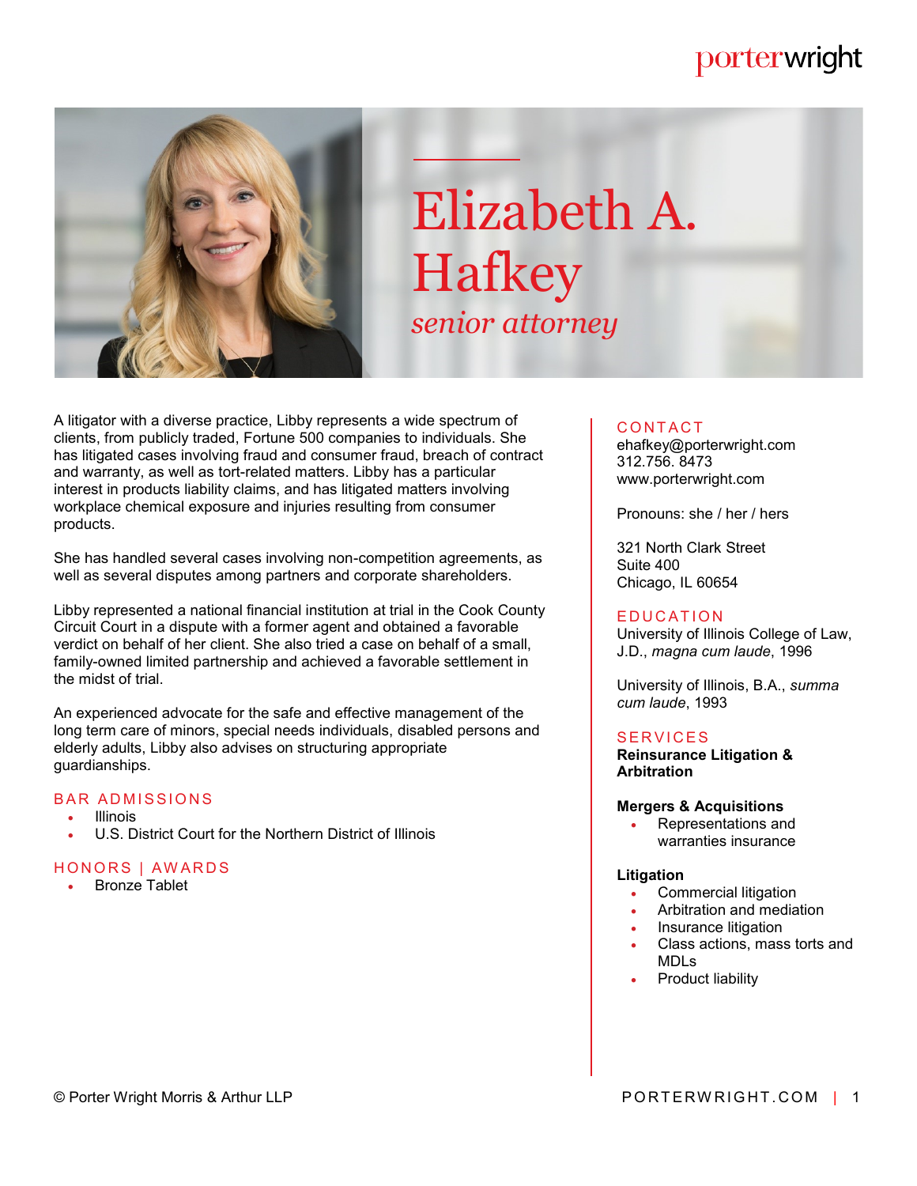# Elizabeth A. Hafkey

*senior attorney*

A litigator with a diverse practice, Libby represents a wide spectrum of clients, from publicly traded, Fortune 500 companies to individuals. She has litigated cases involving fraud and consumer fraud, breach of contract and warranty, as well as tort-related matters. Libby has a particular interest in products liability claims, and has litigated matters involving workplace chemical exposure and injuries resulting from consumer products.

She has handled several cases involving non-competition agreements, as well as several disputes among partners and corporate shareholders.

Libby represented a national financial institution at trial in the Cook County Circuit Court in a dispute with a former agent and obtained a favorable verdict on behalf of her client. She also tried a case on behalf of a small, family-owned limited partnership and achieved a favorable settlement in the midst of trial.

An experienced advocate for the safe and effective management of the long term care of minors, special needs individuals, disabled persons and elderly adults, Libby also advises on structuring appropriate guardianships.

## BAR ADMISSIONS

- Illinois
- U.S. District Court for the Northern District of Illinois

## HONORS | AWARDS

- Bronze Tablet

## CONTACT

ehafkey@porterwright.com
312.756. 8473
www.porterwright.com

Pronouns: she / her / hers

321 North Clark Street
Suite 400
Chicago, IL 60654

## EDUCATION

University of Illinois College of Law, J.D., *magna cum laude*, 1996

University of Illinois, B.A., *summa cum laude*, 1993

## SERVICES

**Reinsurance Litigation & Arbitration**

**Mergers & Acquisitions**

- Representations and warranties insurance

**Litigation**

- Commercial litigation
- Arbitration and mediation
- Insurance litigation
- Class actions, mass torts and MDLs
- Product liability

© Porter Wright Morris & Arthur LLP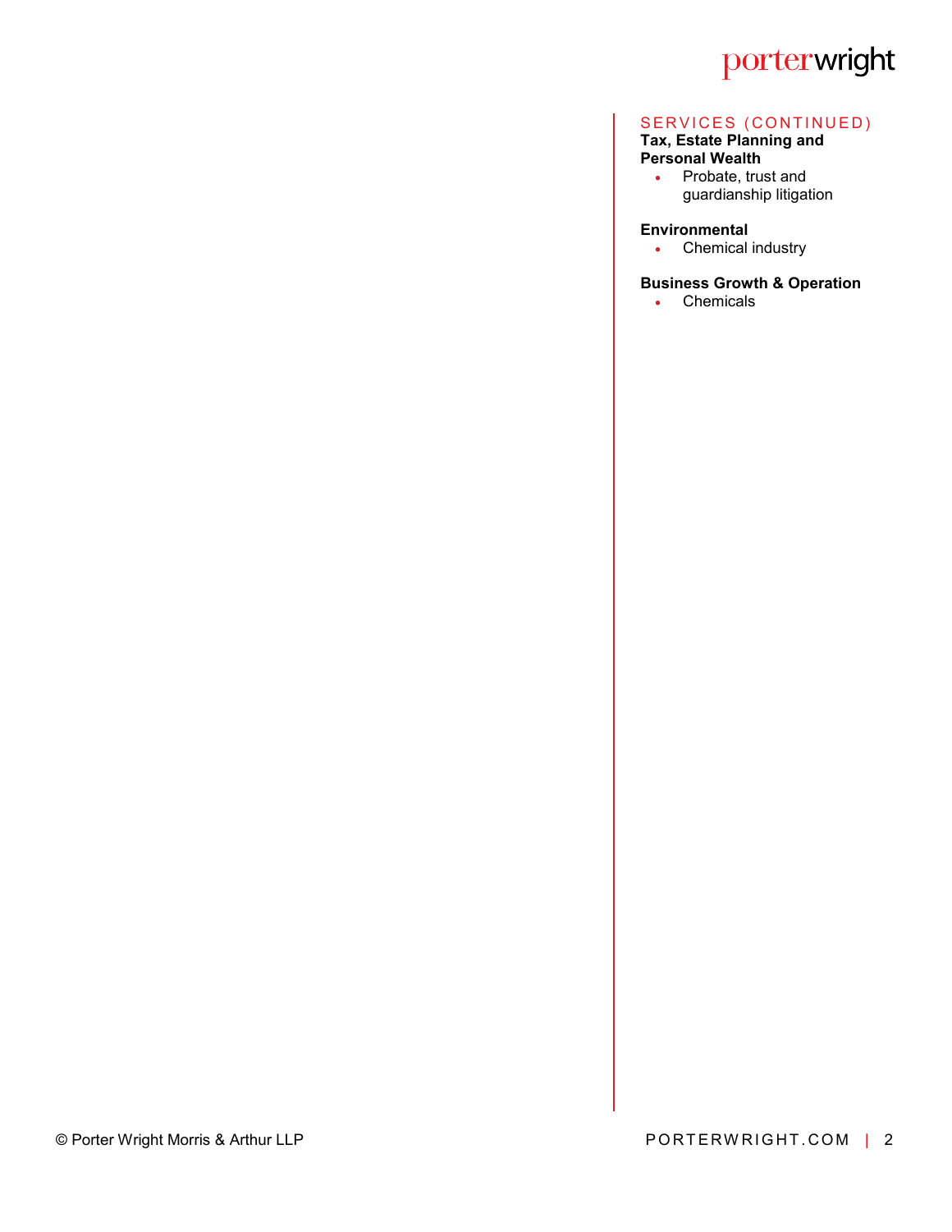## SERVICES (CONTINUED)

**Tax, Estate Planning and Personal Wealth**

- Probate, trust and guardianship litigation

**Environmental**

- Chemical industry

**Business Growth & Operation**

- Chemicals